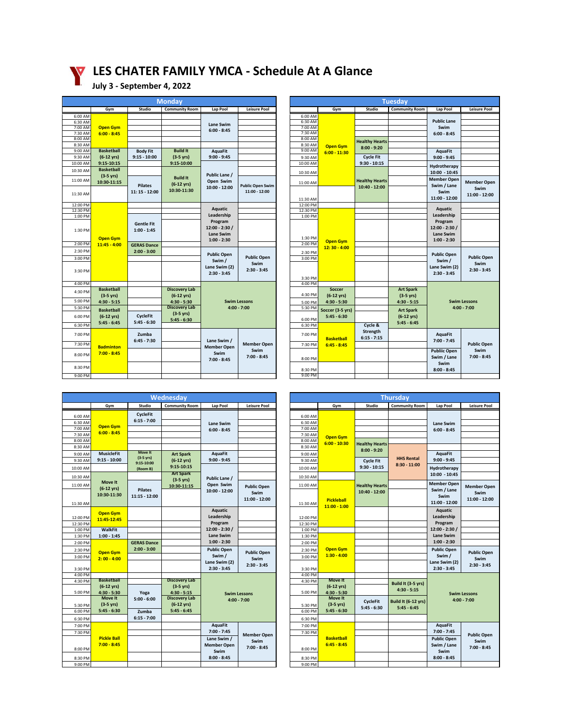# LES CHATER FAMILY YMCA - Schedule At A Glance

**July 3 - September 4, 2022**

## Monday

| Time | Gym | Studio | Community Room | Lap Pool | Leisure Pool |
|---|---|---|---|---|---|
| 6:00 AM – 8:45 AM | Open Gym 6:00 - 8:45 | | | Lane Swim 6:00 - 8:45 | |
| 9:00 AM | Basketball (6-12 yrs) 9:15-10:15 | Body Fit 9:15 - 10:00 | Build It (3-5 yrs) 9:15-10:00 | AquaFit 9:00 - 9:45 | |
| 10:30 AM | Basketball (3-5 yrs) 10:30-11:15 | Pilates 11: 15 - 12:00 | Build It (6-12 yrs) 10:30-11:30 | Public Lane / Open Swim 10:00 - 12:00 | Public Open Swim 11:00 - 12:00 |
| 12:00 PM | Open Gym 11:45 - 4:00 | Gentle Fit 1:00 - 1:45 | | Aquatic Leadership Program 12:00 - 2:30 / Lane Swim 1:00 - 2:30 | |
| 2:00 PM | | GERAS Dance 2:00 - 3:00 | | Public Open Swim / Lane Swim (2) 2:30 - 3:45 | Public Open Swim 2:30 - 3:45 |
| 4:30 PM | Basketball (3-5 yrs) 4:30 - 5:15 | | Discovery Lab (6-12 yrs) 4:30 - 5:30 | Swim Lessons 4:00 - 7:00 | |
| 5:30 PM | Basketball (6-12 yrs) 5:45 - 6:45 | CycleFit 5:45 - 6:30 | Discovery Lab (3-5 yrs) 5:45 - 6:30 | | |
| 7:00 PM | Badminton 7:00 - 8:45 | Zumba 6:45 - 7:30 | | Lane Swim / Member Open Swim 7:00 - 8:45 | Member Open Swim 7:00 - 8:45 |

## Tuesday

| Time | Gym | Studio | Community Room | Lap Pool | Leisure Pool |
|---|---|---|---|---|---|
| 6:00 AM – 8:00 AM | Open Gym 6:00 - 11:30 | | | Public Lane Swim 6:00 - 8:45 | |
| 8:30 AM | | Healthy Hearts 8:00 - 9:20 | | AquaFit 9:00 - 9:45 | |
| 9:30 AM | | Cycle Fit 9:30 - 10:15 | | Hydrotherapy 10:00 - 10:45 | |
| 11:00 AM | | Healthy Hearts 10:40 - 12:00 | | Member Open Swim / Lane Swim 11:00 - 12:00 | Member Open Swim 11:00 - 12:00 |
| 12:00 PM | Open Gym 12: 30 - 4:00 | | | Aquatic Leadership Program 12:00 - 2:30 / Lane Swim 1:00 - 2:30 | |
| 2:30 PM | | | | Public Open Swim / Lane Swim (2) 2:30 - 3:45 | Public Open Swim 2:30 - 3:45 |
| 4:30 PM | Soccer (6-12 yrs) 4:30 - 5:30 | | Art Spark (3-5 yrs) 4:30 - 5:15 | Swim Lessons 4:00 - 7:00 | |
| 5:30 PM | Soccer (3-5 yrs) 5:45 - 6:30 | | Art Spark (6-12 yrs) 5:45 - 6:45 | | |
| 6:30 PM | | Cycle & Strength 6:15 - 7:15 | | | |
| 7:00 PM | Basketball 6:45 - 8:45 | | | AquaFit 7:00 - 7:45 | Public Open Swim 7:00 - 8:45 |
| 8:00 PM | | | | Publiic Open Swim / Lane Swim 8:00 - 8:45 | |

## Wednesday

| Time | Gym | Studio | Community Room | Lap Pool | Leisure Pool |
|---|---|---|---|---|---|
| 6:00 AM – 8:30 AM | Open Gym 6:00 - 8:45 | CycleFit 6:15 - 7:00 | | Lane Swim 6:00 - 8:45 | |
| 9:00 AM | MusicleFit 9:15 - 10:00 | Move It (3-5 yrs) 9:15-10:00 (Room B) | Art Spark (6-12 yrs) 9:15-10:15 | AquaFit 9:00 - 9:45 | |
| 10:30 AM | Move It (6-12 yrs) 10:30-11:30 | Pilates 11:15 - 12:00 | Art Spark (3-5 yrs) 10:30-11:15 | Public Lane / Open Swim 10:00 - 12:00 | Public Open Swim 11:00 - 12:00 |
| 12:00 PM | Open Gym 11:45-12:45 | | | Aquatic Leadership Program 12:00 - 2:30 / Lane Swim 1:00 - 2:30 | |
| 1:00 PM | WalkFit 1:00 - 1:45 | | | | |
| 2:00 PM | Open Gym 2: 00 - 4:00 | GERAS Dance 2:00 - 3:00 | | Public Open Swim / Lane Swim (2) 2:30 - 3:45 | Public Open Swim 2:30 - 3:45 |
| 4:30 PM | Basketball (6-12 yrs) 4:30 - 5:30 | | Discovery Lab (3-5 yrs) 4:30 - 5:15 | Swim Lessons 4:00 - 7:00 | |
| 5:00 PM | | Yoga 5:00 - 6:00 | Discovery Lab (6-12 yrs) 5:45 - 6:45 | | |
| 5:30 PM | Move It (3-5 yrs) 5:45 - 6:30 | Zumba 6:15 - 7:00 | | | |
| 7:00 PM | Pickle Ball 7:00 - 8:45 | | | AquaFit 7:00 - 7:45 | Member Open Swim 7:00 - 8:45 |
| 8:00 PM | | | | Lane Swim / Member Open Swim 8:00 - 8:45 | |

## Thursday

| Time | Gym | Studio | Community Room | Lap Pool | Leisure Pool |
|---|---|---|---|---|---|
| 6:00 AM – 8:00 AM | Open Gym 6:00 - 10:30 | | | Lane Swim 6:00 - 8:45 | |
| 8:30 AM | | Healthy Hearts 8:00 - 9:20 | HHS Rental 8:30 - 11:00 | AquaFit 9:00 - 9:45 | |
| 9:30 AM | | Cycle Fit 9:30 - 10:15 | | Hydrotherapy 10:00 - 10:45 | |
| 11:00 AM | Pickleball 11:00 - 1:00 | Healthy Hearts 10:40 - 12:00 | | Member Open Swim / Lane Swim 11:00 - 12:00 | Member Open Swim 11:00 - 12:00 |
| 12:00 PM | | | | Aquatic Leadership Program 12:00 - 2:30 / Lane Swim 1:00 - 2:30 | |
| 2:30 PM | Open Gym 1:30 - 4:00 | | | Public Open Swim / Lane Swim (2) 2:30 - 3:45 | Public Open Swim 2:30 - 3:45 |
| 4:30 PM | Move It (6-12 yrs) 4:30 - 5:30 | | Build It (3-5 yrs) 4:30 - 5:15 | Swim Lessons 4:00 - 7:00 | |
| 5:30 PM | Move It (3-5 yrs) 5:45 - 6:30 | CycleFit 5:45 - 6:30 | Build It (6-12 yrs) 5:45 - 6:45 | | |
| 7:00 PM | Basketball 6:45 - 8:45 | | | AquaFit 7:00 - 7:45 | Public Open Swim 7:00 - 8:45 |
| 8:00 PM | | | | Public Open Swim / Lane Swim 8:00 - 8:45 | |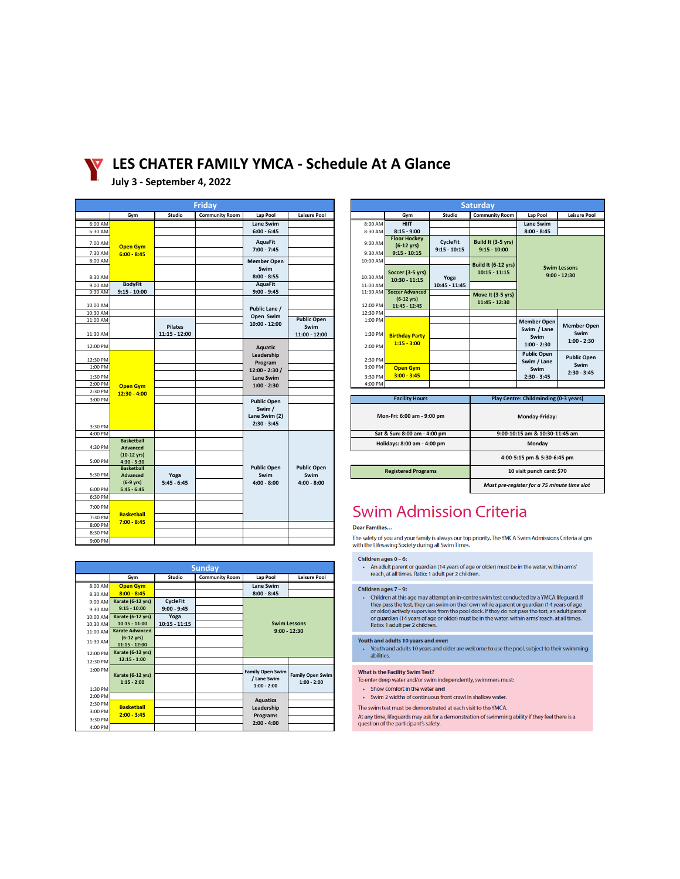# LES CHATER FAMILY YMCA - Schedule At A Glance

**July 3 - September 4, 2022**

## Friday

| Time | Gym | Studio | Community Room | Lap Pool | Leisure Pool |
|---|---|---|---|---|---|
| 6:00 AM | Open Gym 6:00 - 8:45 | | | Lane Swim 6:00 - 6:45 | |
| 7:00 AM | | | | AquaFit 7:00 - 7:45 | |
| 8:00 AM | | | | Member Open Swim 8:00 - 8:55 | |
| 9:00 AM | BodyFit 9:15 - 10:00 | | | AquaFit 9:00 - 9:45 | |
| 10:00 AM | | | | Public Lane / Open Swim 10:00 - 12:00 | |
| 11:00 AM | | Pilates 11:15 - 12:00 | | | Public Open Swim 11:00 - 12:00 |
| 12:00 PM | Open Gym 12:30 - 4:00 | | | Aquatic Leadership Program 12:00 - 2:30 / Lane Swim 1:00 - 2:30 | |
| 3:00 PM | | | | Public Open Swim / Lane Swim (2) 2:30 - 3:45 | |
| 4:00 PM | Basketball Advanced (10-12 yrs) 4:30 - 5:30 | | | Public Open Swim 4:00 - 8:00 | Public Open Swim 4:00 - 8:00 |
| 5:30 PM | Basketball Advanced (6-9 yrs) 5:45 - 6:45 | Yoga 5:45 - 6:45 | | | |
| 7:00 PM | Basketball 7:00 - 8:45 | | | | |
| 9:00 PM | | | | | |

## Saturday

| Time | Gym | Studio | Community Room | Lap Pool | Leisure Pool |
|---|---|---|---|---|---|
| 8:00 AM | HIIT 8:15 - 9:00 | | | Lane Swim 8:00 - 8:45 | |
| 9:00 AM | Floor Hockey (6-12 yrs) 9:15 - 10:15 | CycleFit 9:15 - 10:15 | Build It (3-5 yrs) 9:15 - 10:00 | Swim Lessons 9:00 - 12:30 | |
| 10:00 AM | Soccer (3-5 yrs) 10:30 - 11:15 | Yoga 10:45 - 11:45 | Build It (6-12 yrs) 10:15 - 11:15 | | |
| 11:30 AM | Soccer Advanced (6-12 yrs) 11:45 - 12:45 | | Move It (3-5 yrs) 11:45 - 12:30 | | |
| 1:00 PM | Birthday Party 1:15 - 3:00 | | | Member Open Swim / Lane Swim 1:00 - 2:30 | Member Open Swim 1:00 - 2:30 |
| 2:30 PM | | | | Public Open Swim / Lane Swim 2:30 - 3:45 | Public Open Swim 2:30 - 3:45 |
| 3:00 PM | Open Gym 3:00 - 3:45 | | | | |
| 4:00 PM | | | | | |

## Sunday

| Time | Gym | Studio | Community Room | Lap Pool | Leisure Pool |
|---|---|---|---|---|---|
| 8:00 AM | Open Gym 8:00 - 8:45 | | | Lane Swim 8:00 - 8:45 | |
| 9:00 AM | Karate (6-12 yrs) 9:15 - 10:00 | CycleFit 9:00 - 9:45 | | Swim Lessons 9:00 - 12:30 | |
| 10:00 AM | Karate (6-12 yrs) 10:15 - 11:00 | Yoga 10:15 - 11:15 | | | |
| 11:00 AM | Karate Advanced (6-12 yrs) 11:15 - 12:00 | | | | |
| 12:00 PM | Karate (6-12 yrs) 12:15 - 1:00 | | | | |
| 1:00 PM | Karate (6-12 yrs) 1:15 - 2:00 | | | Family Open Swim / Lane Swim 1:00 - 2:00 | Family Open Swim 1:00 - 2:00 |
| 2:00 PM | Basketball 2:00 - 3:45 | | | Aquatics Leadership Programs 2:00 - 4:00 | |
| 4:00 PM | | | | | |

## Facility Hours / Play Centre

| Facility Hours | Play Centre: Childminding (0-3 years) |
|---|---|
| Mon-Fri: 6:00 am - 9:00 pm | Monday-Friday: |
| Sat & Sun: 8:00 am - 4:00 pm | 9:00-10:15 am & 10:30-11:45 am |
| Holidays: 8:00 am - 4:00 pm | Monday |
| | 4:00-5:15 pm & 5:30-6:45 pm |
| Registered Programs | 10 visit punch card: $70 |
| | *Must pre-register for a 75 minute time slot* |

# Swim Admission Criteria

**Dear Families…**

The safety of you and your family is always our top priority. The YMCA Swim Admissions Criteria aligns with the Lifesaving Society during all Swim Times.

**Children ages 0 – 6:**

- An adult parent or guardian (14 years of age or older) must be in the water, within arms' reach, at all times. Ratio: 1 adult per 2 children.

**Children ages 7 – 9:**

- Children at this age may attempt an in-centre swim test conducted by a YMCA lifeguard. If they pass the test, they can swim on their own while a parent or guardian (14 years of age or older) actively supervises from the pool deck. If they do not pass the test, an adult parent or guardian (14 years of age or older) must be in the water, within arms' reach, at all times. Ratio: 1 adult per 2 children.

**Youth and adults 10 years and over:**

- Youth and adults 10 years and older are welcome to use the pool, subject to their swimming abilities.

**What is the Facility Swim Test?**

To enter deep water and/or swim independently, swimmers must:

- Show comfort in the water **and**
- Swim 2 widths of continuous front crawl in shallow water.

The swim test must be demonstrated at each visit to the YMCA.

At any time, lifeguards may ask for a demonstration of swimming ability if they feel there is a question of the participant's safety.